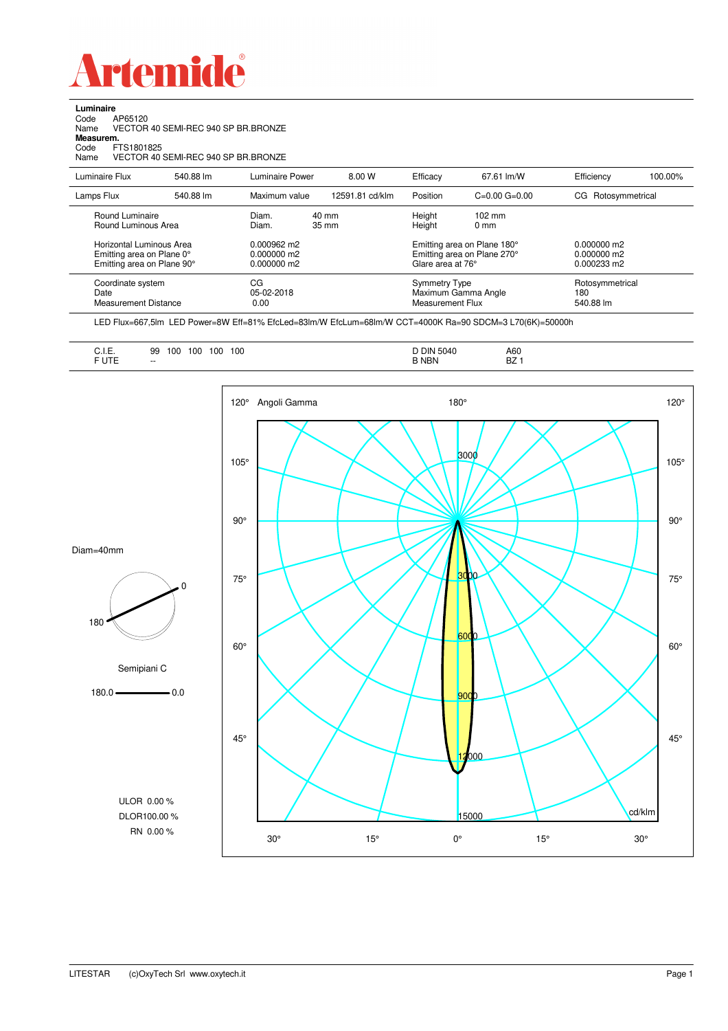# Artemide

**Luminaire**
Code AP65120
Name VECTOR 40 SEMI-REC 940 SP BR.BRONZE
**Measurem.**
Code FTS1801825
Name VECTOR 40 SEMI-REC 940 SP BR.BRONZE

| | | | | | | | |
|---|---|---|---|---|---|---|---|
| Luminaire Flux | 540.88 lm | Luminaire Power | 8.00 W | Efficacy | 67.61 lm/W | Efficiency | 100.00% |
| Lamps Flux | 540.88 lm | Maximum value | 12591.81 cd/klm | Position | C=0.00 G=0.00 | CG Rotosymmetrical | |

| | | | |
|---|---|---|---|
| Round Luminaire | Diam. 40 mm | Height 102 mm | |
| Round Luminous Area | Diam. 35 mm | Height 0 mm | |
| Horizontal Luminous Area | 0.000962 m2 | Emitting area on Plane 180° | 0.000000 m2 |
| Emitting area on Plane 0° | 0.000000 m2 | Emitting area on Plane 270° | 0.000000 m2 |
| Emitting area on Plane 90° | 0.000000 m2 | Glare area at 76° | 0.000233 m2 |
| Coordinate system | CG | Symmetry Type | Rotosymmetrical |
| Date | 05-02-2018 | Maximum Gamma Angle | 180 |
| Measurement Distance | 0.00 | Measurement Flux | 540.88 lm |

LED Flux=667,5lm LED Power=8W Eff=81% EfcLed=83lm/W EfcLum=68lm/W CCT=4000K Ra=90 SDCM=3 L70(6K)=50000h

| | | | |
|---|---|---|---|
| C.I.E. | 99 100 100 100 100 | D DIN 5040 | A60 |
| F UTE | -- | B NBN | BZ 1 |

Diam=40mm

Semipiani C

180.0 — 0.0

ULOR 0.00 %
DLOR100.00 %
RN 0.00 %

Angoli Gamma — cd/klm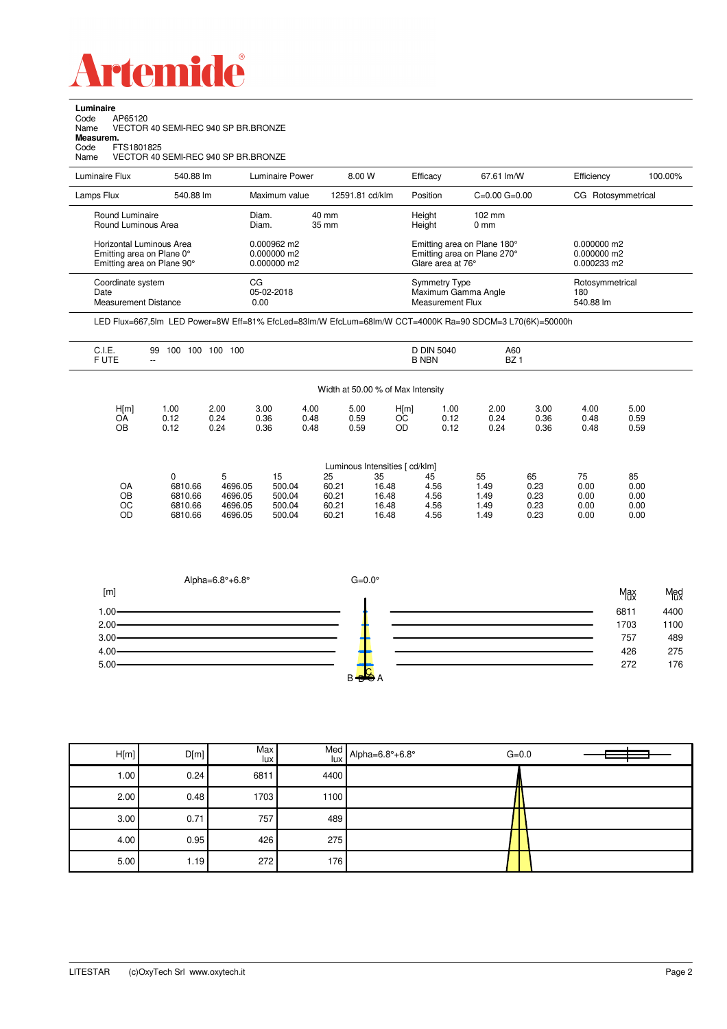# Artemide

**Luminaire**

Code AP65120

Name VECTOR 40 SEMI-REC 940 SP BR.BRONZE

**Measurem.**

Code FTS1801825

Name VECTOR 40 SEMI-REC 940 SP BR.BRONZE

| | | | | | | | |
|---|---|---|---|---|---|---|---|
| Luminaire Flux | 540.88 lm | Luminaire Power | 8.00 W | Efficacy | 67.61 lm/W | Efficiency | 100.00% |
| Lamps Flux | 540.88 lm | Maximum value | 12591.81 cd/klm | Position | C=0.00 G=0.00 | CG | Rotosymmetrical |

| | | | | | |
|---|---|---|---|---|---|
| Round Luminaire | Diam. | 40 mm | Height | 102 mm | |
| Round Luminous Area | Diam. | 35 mm | Height | 0 mm | |
| Horizontal Luminous Area | 0.000962 m2 | | Emitting area on Plane 180° | | 0.000000 m2 |
| Emitting area on Plane 0° | 0.000000 m2 | | Emitting area on Plane 270° | | 0.000000 m2 |
| Emitting area on Plane 90° | 0.000000 m2 | | Glare area at 76° | | 0.000233 m2 |
| Coordinate system | CG | | Symmetry Type | | Rotosymmetrical |
| Date | 05-02-2018 | | Maximum Gamma Angle | | 180 |
| Measurement Distance | 0.00 | | Measurement Flux | | 540.88 lm |

LED Flux=667,5lm LED Power=8W Eff=81% EfcLed=83lm/W EfcLum=68lm/W CCT=4000K Ra=90 SDCM=3 L70(6K)=50000h

| | | | |
|---|---|---|---|
| C.I.E. | 99 100 100 100 100 | D DIN 5040 | A60 |
| F UTE | -- | B NBN | BZ 1 |

Width at 50.00 % of Max Intensity

| H[m] | 1.00 | 2.00 | 3.00 | 4.00 | 5.00 | H[m] | 1.00 | 2.00 | 3.00 | 4.00 | 5.00 |
|---|---|---|---|---|---|---|---|---|---|---|---|
| OA | 0.12 | 0.24 | 0.36 | 0.48 | 0.59 | OC | 0.12 | 0.24 | 0.36 | 0.48 | 0.59 |
| OB | 0.12 | 0.24 | 0.36 | 0.48 | 0.59 | OD | 0.12 | 0.24 | 0.36 | 0.48 | 0.59 |

Luminous Intensities [ cd/klm]

| | 0 | 5 | 15 | 25 | 35 | 45 | 55 | 65 | 75 | 85 |
|---|---|---|---|---|---|---|---|---|---|---|
| OA | 6810.66 | 4696.05 | 500.04 | 60.21 | 16.48 | 4.56 | 1.49 | 0.23 | 0.00 | 0.00 |
| OB | 6810.66 | 4696.05 | 500.04 | 60.21 | 16.48 | 4.56 | 1.49 | 0.23 | 0.00 | 0.00 |
| OC | 6810.66 | 4696.05 | 500.04 | 60.21 | 16.48 | 4.56 | 1.49 | 0.23 | 0.00 | 0.00 |
| OD | 6810.66 | 4696.05 | 500.04 | 60.21 | 16.48 | 4.56 | 1.49 | 0.23 | 0.00 | 0.00 |

Alpha=6.8°+6.8°

G=0.0°

[m]

Max lux

Med lux

1.00 6811 4400

2.00 1703 1100

3.00 757 489

4.00 426 275

5.00 272 176

B D C A

| H[m] | D[m] | Max lux | Med lux | Alpha=6.8°+6.8° G=0.0 |
|---|---|---|---|---|
| 1.00 | 0.24 | 6811 | 4400 | |
| 2.00 | 0.48 | 1703 | 1100 | |
| 3.00 | 0.71 | 757 | 489 | |
| 4.00 | 0.95 | 426 | 275 | |
| 5.00 | 1.19 | 272 | 176 | |

LITESTAR (c)OxyTech Srl www.oxytech.it